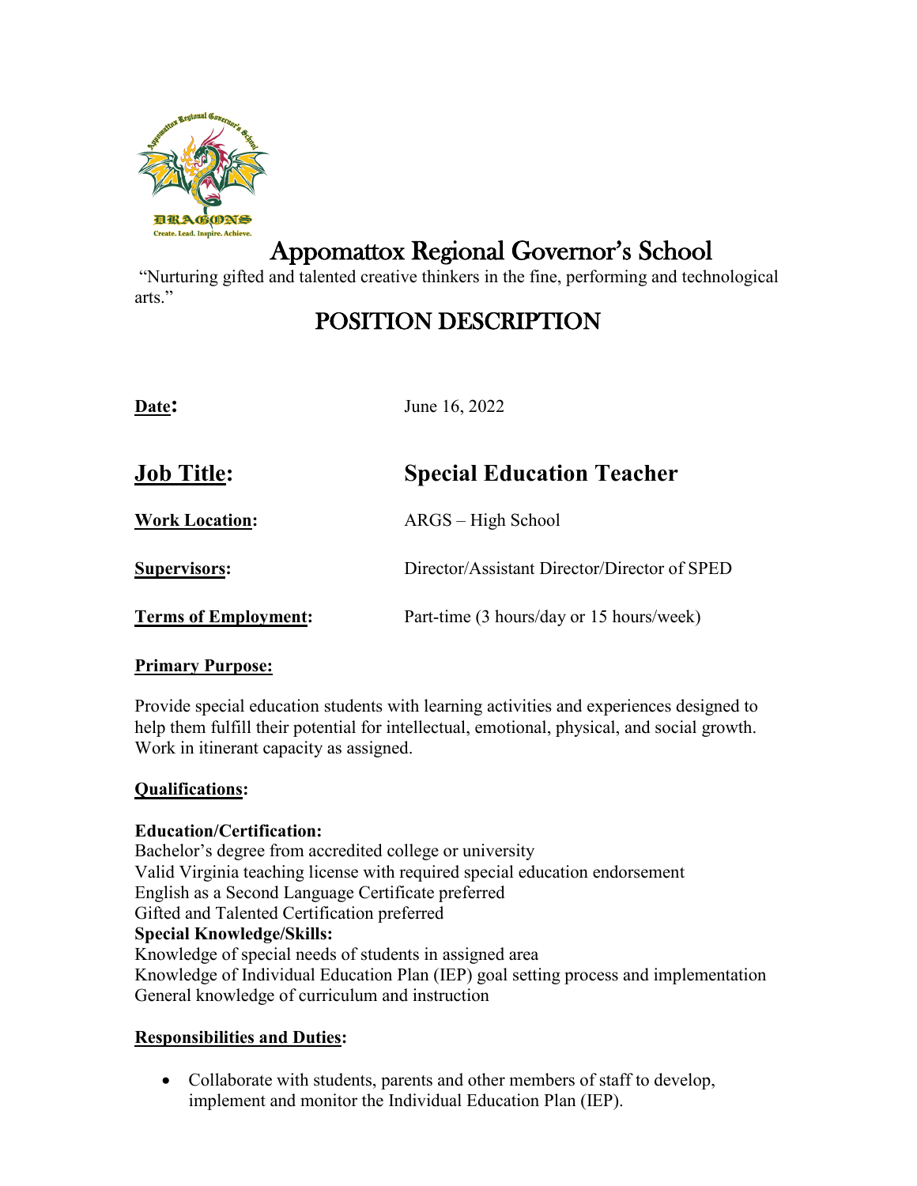# Appomattox Regional Governor's School

"Nurturing gifted and talented creative thinkers in the fine, performing and technological arts."

## POSITION DESCRIPTION

**Date:** June 16, 2022

**Job Title:** **Special Education Teacher**

**Work Location:** ARGS – High School

**Supervisors:** Director/Assistant Director/Director of SPED

**Terms of Employment:** Part-time (3 hours/day or 15 hours/week)

**Primary Purpose:**

Provide special education students with learning activities and experiences designed to help them fulfill their potential for intellectual, emotional, physical, and social growth. Work in itinerant capacity as assigned.

**Qualifications:**

**Education/Certification:**
Bachelor's degree from accredited college or university
Valid Virginia teaching license with required special education endorsement
English as a Second Language Certificate preferred
Gifted and Talented Certification preferred

**Special Knowledge/Skills:**
Knowledge of special needs of students in assigned area
Knowledge of Individual Education Plan (IEP) goal setting process and implementation
General knowledge of curriculum and instruction

**Responsibilities and Duties:**

- Collaborate with students, parents and other members of staff to develop, implement and monitor the Individual Education Plan (IEP).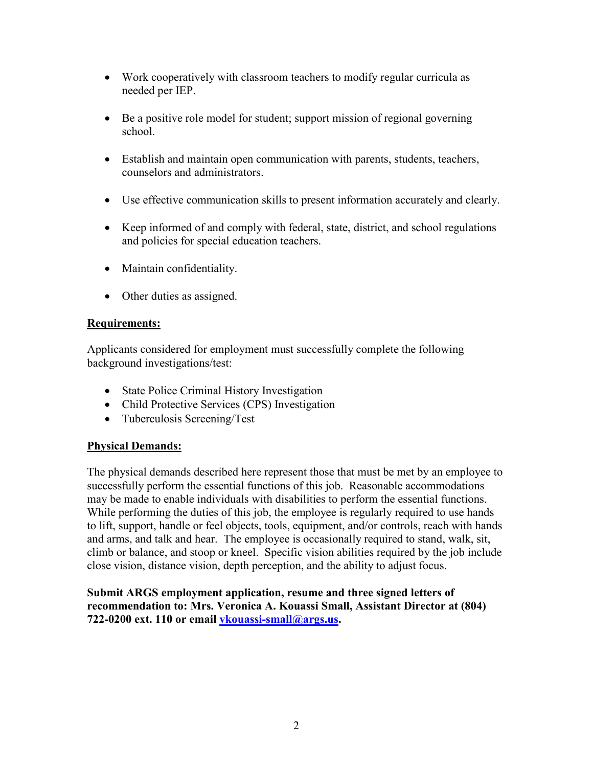- Work cooperatively with classroom teachers to modify regular curricula as needed per IEP.
- Be a positive role model for student; support mission of regional governing school.
- Establish and maintain open communication with parents, students, teachers, counselors and administrators.
- Use effective communication skills to present information accurately and clearly.
- Keep informed of and comply with federal, state, district, and school regulations and policies for special education teachers.
- Maintain confidentiality.
- Other duties as assigned.

**Requirements:**

Applicants considered for employment must successfully complete the following background investigations/test:

- State Police Criminal History Investigation
- Child Protective Services (CPS) Investigation
- Tuberculosis Screening/Test

**Physical Demands:**

The physical demands described here represent those that must be met by an employee to successfully perform the essential functions of this job. Reasonable accommodations may be made to enable individuals with disabilities to perform the essential functions. While performing the duties of this job, the employee is regularly required to use hands to lift, support, handle or feel objects, tools, equipment, and/or controls, reach with hands and arms, and talk and hear. The employee is occasionally required to stand, walk, sit, climb or balance, and stoop or kneel. Specific vision abilities required by the job include close vision, distance vision, depth perception, and the ability to adjust focus.

**Submit ARGS employment application, resume and three signed letters of recommendation to: Mrs. Veronica A. Kouassi Small, Assistant Director at (804) 722-0200 ext. 110 or email vkouassi-small@args.us.**